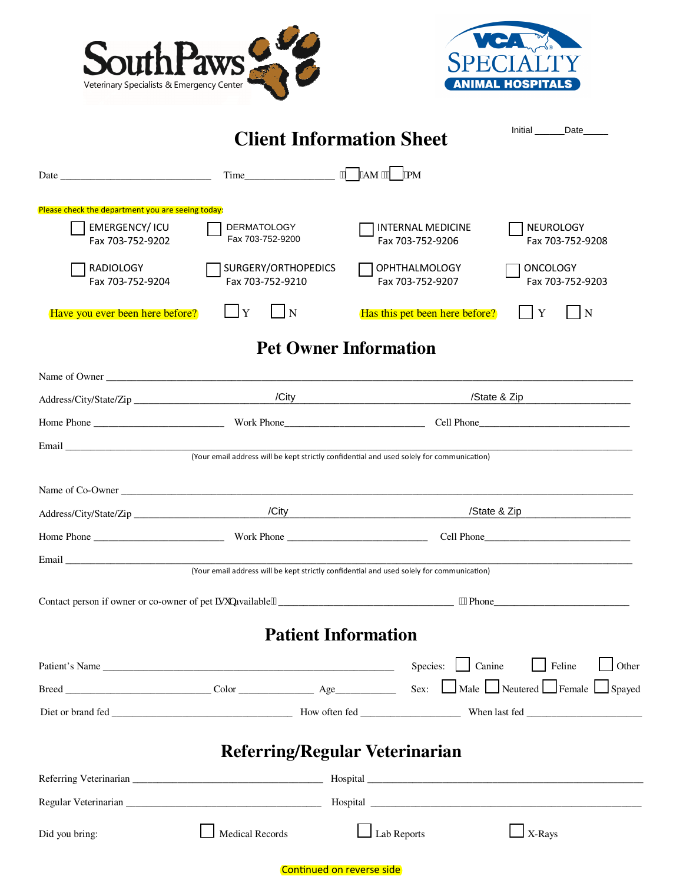SouthPaws
Veterinary Specialists & Emergency Center

VCA SPECIALTY ANIMAL HOSPITALS

# Client Information Sheet

Initial ______Date_____

Date ______________________________ Time_________________ ☐ AM ☐ PM

Please check the department you are seeing today:

| | | | |
|---|---|---|---|
| ☐ EMERGENCY/ ICU Fax 703-752-9202 | ☐ DERMATOLOGY Fax 703-752-9200 | ☐ INTERNAL MEDICINE Fax 703-752-9206 | ☐ NEUROLOGY Fax 703-752-9208 |
| ☐ RADIOLOGY Fax 703-752-9204 | ☐ SURGERY/ORTHOPEDICS Fax 703-752-9210 | ☐ OPHTHALMOLOGY Fax 703-752-9207 | ☐ ONCOLOGY Fax 703-752-9203 |

Have you ever been here before? ☐ Y ☐ N     Has this pet been here before? ☐ Y ☐ N

## Pet Owner Information

Name of Owner ______________________________________________________________________________

Address/City/State/Zip ____________________/City____________________/State & Zip ____________________

Home Phone _________________________ Work Phone___________________________ Cell Phone______________________________

Email ______________________________________________________________________________

(Your email address will be kept strictly confidential and used solely for communication)

Name of Co-Owner ______________________________________________________________________________

Address/City/State/Zip ____________________/City____________________/State & Zip ____________________

Home Phone _________________________ Work Phone ___________________________ Cell Phone______________________________

Email ______________________________________________________________________________

(Your email address will be kept strictly confidential and used solely for communication)

Contact person if owner or co-owner of pet is unavailable ___________________________________ Phone___________________________

## Patient Information

Patient's Name ___________________________________________________________ Species: ☐ Canine ☐ Feline ☐ Other

Breed ____________________________ Color _______________ Age____________ Sex: ☐ Male ☐ Neutered ☐ Female ☐ Spayed

Diet or brand fed ___________________________________ How often fed ___________________ When last fed ______________________

## Referring/Regular Veterinarian

Referring Veterinarian ____________________________________ Hospital ____________________________________________________

Regular Veterinarian _______________________________________ Hospital ____________________________________________________

Did you bring: ☐ Medical Records ☐ Lab Reports ☐ X-Rays

Continued on reverse side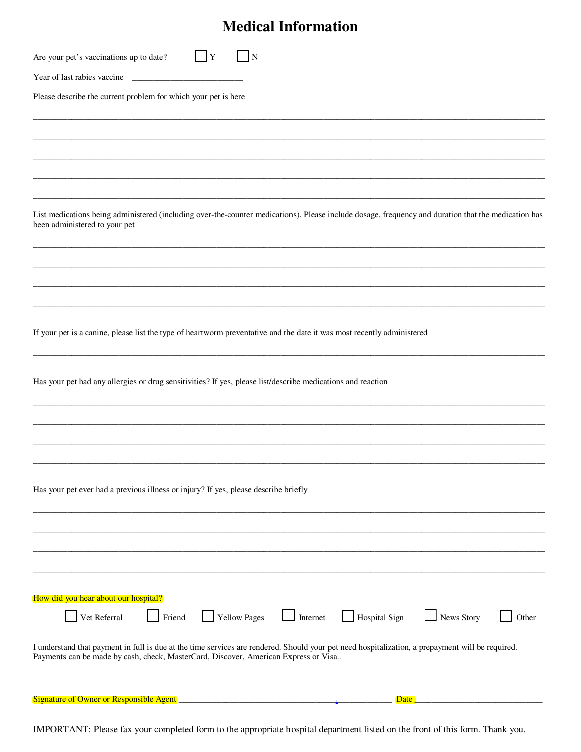# Medical Information

Are your pet's vaccinations up to date? ☐ Y ☐ N

Year of last rabies vaccine ________________________

Please describe the current problem for which your pet is here

________________________________________________________________________________

________________________________________________________________________________

________________________________________________________________________________

________________________________________________________________________________

________________________________________________________________________________

List medications being administered (including over-the-counter medications). Please include dosage, frequency and duration that the medication has been administered to your pet

________________________________________________________________________________

________________________________________________________________________________

________________________________________________________________________________

________________________________________________________________________________

If your pet is a canine, please list the type of heartworm preventative and the date it was most recently administered

________________________________________________________________________________

Has your pet had any allergies or drug sensitivities? If yes, please list/describe medications and reaction

________________________________________________________________________________

________________________________________________________________________________

________________________________________________________________________________

________________________________________________________________________________

Has your pet ever had a previous illness or injury? If yes, please describe briefly

________________________________________________________________________________

________________________________________________________________________________

________________________________________________________________________________

________________________________________________________________________________

How did you hear about our hospital?

☐ Vet Referral ☐ Friend ☐ Yellow Pages ☐ Internet ☐ Hospital Sign ☐ News Story ☐ Other

I understand that payment in full is due at the time services are rendered. Should your pet need hospitalization, a prepayment will be required. Payments can be made by cash, check, MasterCard, Discover, American Express or Visa..

Signature of Owner or Responsible Agent ______________________________________ Date ____________________________

IMPORTANT: Please fax your completed form to the appropriate hospital department listed on the front of this form. Thank you.